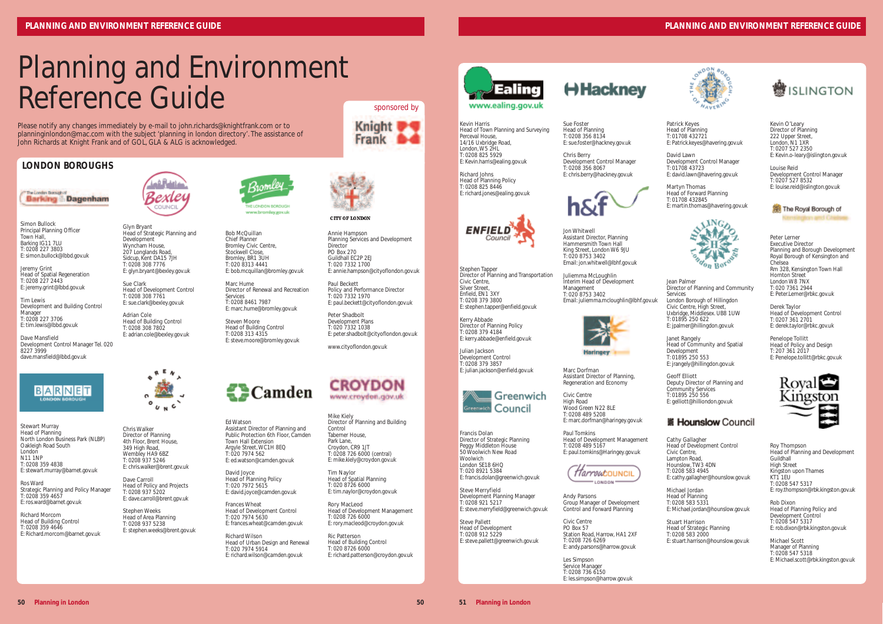# Planning and Environment Reference Guide

sponsored by Knight Frank

Please notify any changes immediately by e-mail to john.richards@knightfrank.com or to planninginlondon@mac.com with the subject 'planning in london directory'. The assistance of John Richards at Knight Frank and of GOL, GLA & ALG is acknowledged.

## LONDON BOROUGHS

### Barking & Dagenham

Simon Bullock
Principal Planning Officer
Town Hall,
Barking IG11 7LU
T: 0208 227 3803
E: simon.bullock@lbbd.gov.uk

Jeremy Grint
Head of Spatial Regeneration
T: 0208 227 2443
E: jeremy.grint@lbbd.gov.uk

Tim Lewis
Development and Building Control Manager
T: 0208 227 3706
E: tim.lewis@lbbd.gov.uk

Dave Mansfield
Development Control Manager Tel. 020 8227 3999
dave.mansfield@lbbd.gov.uk

### Bexley

Glyn Bryant
Head of Strategic Planning and Development
Wyncham House,
207 Longlands Road,
Sidcup, Kent DA15 7JH
T: 0208 308 7776
E: glyn.bryant@bexley.gov.uk

Sue Clark
Head of Development Control
T: 0208 308 7761
E: sue.clark@bexley.gov.uk

Adrian Cole
Head of Building Control
T: 0208 308 7802
E: adrian.cole@bexley.gov.uk

### Bromley

Bob McQuillan
Chief Planner
Bromley Civic Centre,
Stockwell Close,
Bromley, BR1 3UH
T: 0208 8461 7987
E: bob.mcquillan@bromley.gov.uk

Marc Hume
Director of Renewal and Recreation Services
T: 0208 313 4582
E: marc.hume@bromley.gov.uk

Steven Moore
Head of Building Control
T: 0208 313 4315
E: steve.moore@bromley.gov.uk

### City of London

Annie Hampson
Planning Services and Development Director
PO Box 270
Guildhall EC2P 2EJ
T: 020 7332 1700
E: annie.hampson@cityoflondon.gov.uk

Paul Beckett
Policy and Performance Director
T: 020 7332 1970
E: paul.beckett@cityoflondon.gov.uk

Peter Shadbolt
Development Plans
T: 020 7332 1038
E: peter.shadbolt@cityoflondon.gov.uk

www.cityoflondon.gov.uk

### Barnet

Stewart Murray
Head of Planning
North London Business Park (NLBP)
Oakleigh Road South
London
N11 1NP
T: 0208 359 4838
E: stewart.murray@barnet.gov.uk

Ros Ward
Strategic Planning and Policy Manager
T: 0208 359 4657
E: ros.ward@barnet.gov.uk

Richard Morcom
Head of Building Control
T: 0208 359 4646
E: Richard.morcom@barnet.gov.uk

### Brent

Chris Walker
Director of Planning
4th Floor, Brent House,
349 High Road,
Wembley HA9 6BZ
T: 0208 937 5246
E: chris.walker@brent.gov.uk

Dave Carroll
Head of Policy and Projects
T: 0208 937 5202
E: dave.carroll@brent.gpv.uk

Stephen Weeks
Head of Area Planning
T: 0208 937 5238
E: stephen.weeks@brent.gov.uk

### Camden

Ed Watson
Assistant Director of Planning and Public Protection 6th Floor, Camden Town Hall Extension
Argyle Street, WC1H 8EQ
T: 020 7974 562
E: ed.watson@camden.gov.uk

David Joyce
Head of Planning Policy
T: 020 7972 5615
E: david.joyce@camden.gov.uk

Frances Wheat
Head of Development Control
T: 020 7974 5630
E: frances.wheat@camden.gov.uk

Richard Wilson
Head of Urban Design and Renewal
T: 020 7974 5914
E: richard.wilson@camden.gov.uk

### Croydon

www.croydon.gov.uk

Mike Kiely
Director of Planning and Building Control
Taberner House,
Park Lane,
Croydon, CR9 1JT
T: 0208 726 6000 (central)
E: mike.kiely@croydon.gov.uk

Tim Naylor
Head of Spatial Planning
T: 020 8726 6000
E: tim.naylor@croydon.gov.uk

Rory MacLeod
Head of Development Management
T: 0208 726 6000
E: rory.macleod@croydon.gov.uk

Ric Patterson
Head of Building Control
T: 020 8726 6000
E: richard.patterson@croydon.gov.uk

### Ealing

www.ealing.gov.uk

Kevin Harris
Head of Town Planning and Surveying
Perceval House,
14/16 Uxbridge Road,
London, W5 2HL
T: 0208 825 5929
E: Kevin.harris@ealing.gov.uk

Richard Johns
Head of Planning Policy
T: 0208 825 8446
E: richard.jones@ealing.gov.uk

### Enfield

Stephen Tapper
Director of Planning and Transportation
Civic Centre,
Silver Street,
Enfield, EN1 3XY
T: 0208 379 3800
E: stephen.tapper@enfield.gov.uk

Kerry Abbade
Director of Planning Policy
T: 0208 379 4184
E: kerry.abbade@enfield.gov.uk

Julian Jackson
Development Control
T: 0208 379 3857
E: julian.jackson@enfield.gov.uk

### Greenwich

Francis Dolan
Director of Strategic Planning
Peggy Middleton House
50 Woolwich New Road
Woolwich
London SE18 6HQ
T: 020 8921 5384
E: francis.dolan@greenwich.gov.uk

Steve Merryfield
Development Planning Manager
T: 0208 921 5217
E: steve.merryfield@greenwich.gov.uk

Steve Pallett
Head of Development
T: 0208 912 5229
E: steve.pallett@greenwich.gov.uk

### Hackney

Sue Foster
Head of Planning
T: 0208 356 8134
E: sue.foster@hackney.gov.uk

Chris Berry
Development Control Manager
T: 0208 356 8067
E: chris.berry@hackney.gov.uk

### Hammersmith & Fulham

Jon Whitwell
Assistant Director, Planning
Hammersmith Town Hall
King Street, London W6 9JU
T: 020 8753 3402
Email: jon.whitwell@lbhf.gov.uk

Juliemma McLoughlin
Interim Head of Development Management
T: 020 8753 3402
Email: juliemma.mcloughlin@lbhf.gov.uk

### Haringey

Marc Dorfman
Assistant Director of Planning, Regeneration and Economy

Civic Centre
High Road
Wood Green N22 8LE
T: 0208 489 5208
E: marc.dorfman@haringey.gov.uk

Paul Tomkins
Head of Development Management
T: 0208 489 5167
E: paul.tomkins@Haringey.gov.uk

### Harrow

Andy Parsons
Group Manager of Development Control and Forward Planning

Civic Centre
PO Box 57
Station Road, Harrow, HA1 2XF
T: 0208 726 6269
E: andy.parsons@harrow.gov.uk

Les Simpson
Service Manager
T: 0208 736 6150
E: les.simpson@harrow.gov.uk

### Havering

Patrick Keyes
Head of Planning
T: 01708 432721
E: Patrick.keyes@havering.gov.uk

David Lawn
Development Control Manager
T: 01708 43723
E: david.lawn@havering.gov.uk

Martyn Thomas
Head of Forward Planning
T: 01708 432845
E: martin.thomas@havering.gov.uk

### Hillingdon

Jean Palmer
Director of Planning and Community Services
London Borough of Hillingdon
Civic Centre, High Street,
Uxbridge, Middlesex. UB8 1UW
T: 01895 250 622
E: jpalmer@hillingdon.gov.uk

Janet Rangely
Head of Community and Spatial Development
T: 01895 250 553
E: jrangely@hillingdon.gov.uk

Geoff Elliott
Deputy Director of Planning and Community Services
T: 01895 250 556
E: gelliott@hilliondon.gov.uk

### Hounslow Council

Cathy Gallagher
Head of Development Control
Civic Centre,
Lampton Road,
Hounslow, TW3 4DN
T: 0208 583 4945
E: cathy.gallagher@hounslow.gov.uk

Michael Jordan
Head of Planning
T: 0208 583 5331
E: Michael.jordan@hounslow.gov.uk

Stuart Harrison
Head of Strategic Planning
T: 0208 583 2000
E: stuart.harrison@hounslow.gov.uk

### Islington

Kevin O'Leary
Director of Planning
222 Upper Street,
London, N1 1XR
T: 0207 527 2350
E: Kevin.o-leary@islington.gov.uk

Louise Reid
Development Control Manager
T: 0207 527 8532
E: louise.reid@islington.gov.uk

### The Royal Borough of Kensington and Chelsea

Peter Lerner
Executive Director
Planning and Borough Development
Royal Borough of Kensington and Chelsea
Rm 328, Kensington Town Hall
Hornton Street
London W8 7NX
T: 020 7361 2944
E: Peter.Lerner@rbkc.gov.uk

Derek Taylor
Head of Development Control
T: 0207 361 2701
E: derek.taylor@rbkc.gov.uk

Penelope Tollitt
Head of Policy and Design
T: 207 361 2017
E: Penelope.tollitt@rbkc.gov.uk

### Royal Kingston

Roy Thompson
Head of Planning and Development
Guildhall
High Street
Kingston upon Thames
KT1 1EU
T: 0208 547 5317
E: roy.thompson@rbk.kingston.gov.uk

Rob Dixon
Head of Planning Policy and Development Control
T: 0208 547 5317
E: rob.dixon@rbk.kingston.gov.uk

Michael Scott
Manager of Planning
T: 0208 547 5318
E: Michael.scott@rbk.kingston.gov.uk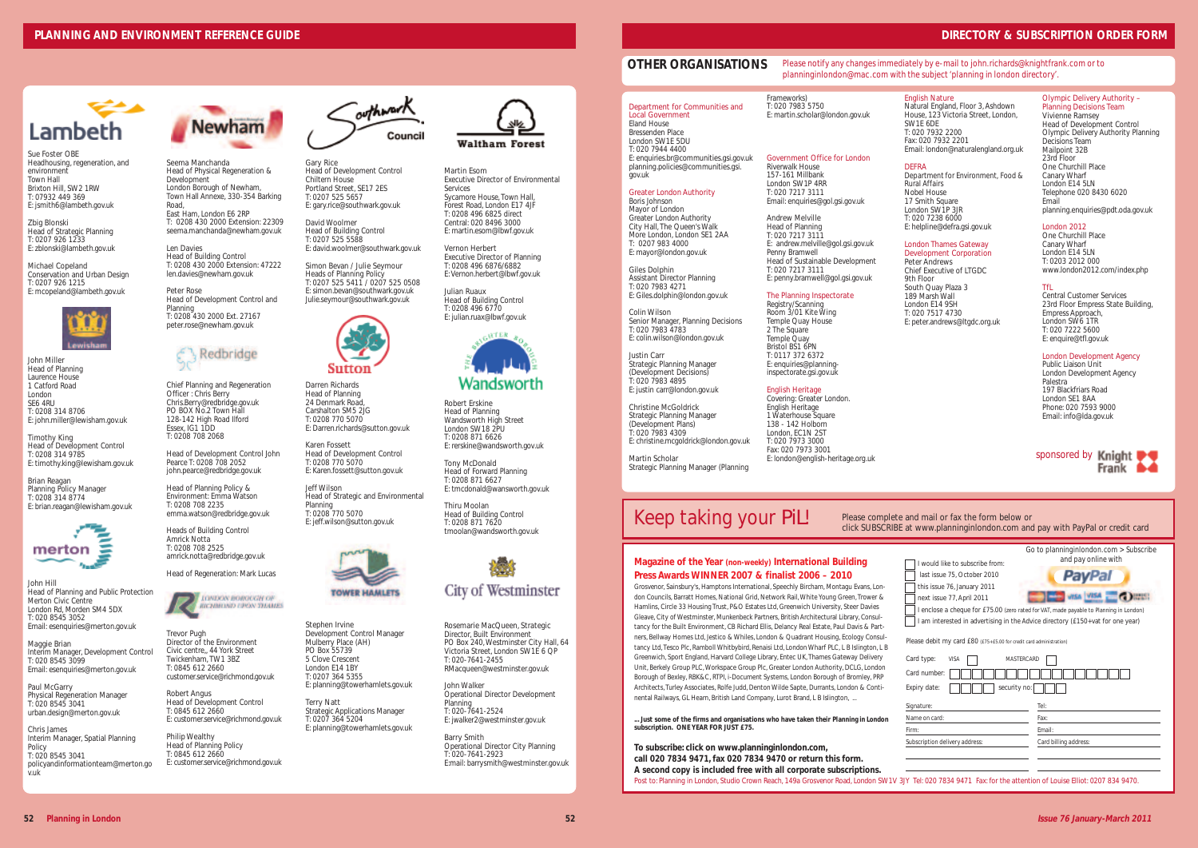## PLANNING AND ENVIRONMENT REFERENCE GUIDE

### Lambeth

Sue Foster OBE
Headhousing, regeneration, and environment
Town Hall
Brixton Hill, SW2 1RW
T: 07932 449 369
E: jsmith6@lambeth.gov.uk

Zbig Blonski
Head of Strategic Planning
T: 0207 926 1233
E: zblonski@lambeth.gov.uk

Michael Copeland
Conservation and Urban Design
T: 0207 926 1215
E: mcopeland@lambeth.gov.uk

### Lewisham

John Miller
Head of Planning
Laurence House
1 Catford Road
London
SE6 4RU
T: 0208 314 8706
E: john.miller@lewisham.gov.uk

Timothy King
Head of Development Control
T: 0208 314 9785
E: timothy.king@lewisham.gov.uk

Brian Reagan
Planning Policy Manager
T: 0208 314 8774
E: brian.reagan@lewisham.gov.uk

### Merton

John Hill
Head of Planning and Public Protection
Merton Civic Centre
London Rd, Morden SM4 5DX
T: 020 8545 3052
Email: esenquiries@merton.gov.uk

Maggie Brian
Interim Manager, Development Control
T: 020 8545 3099
Email: esenquiries@merton.gov.uk

Paul McGarry
Physical Regeneration Manager
T: 020 8545 3041
urban.design@merton.gov.uk

Chris James
Interim Manager, Spatial Planning Policy
T: 020 8545 3041
policyandinformationteam@merton.gov.uk

### Newham

Seema Manchanda
Head of Physical Regeneration & Development
London Borough of Newham,
Town Hall Annexe, 330-354 Barking Road,
East Ham, London E6 2RP
T: 0208 430 2000 Extension: 22309
seema.manchanda@newham.gov.uk

Len Davies
Head of Building Control
T: 0208 430 2000 Extension: 47222
len.davies@newham.gov.uk

Peter Rose
Head of Development Control and Planning
T: 0208 430 2000 Ext. 27167
peter.rose@newham.gov.uk

### Redbridge

Chief Planning and Regeneration Officer : Chris Berry
Chris.Berry@redbridge.gov.uk
PO BOX No.2 Town Hall
128-142 High Road Ilford
Essex, IG1 1DD
T: 0208 708 2068

Head of Development Control John Pearce T: 0208 708 2052
john.pearce@redbridge.gov.uk

Head of Planning Policy & Environment: Emma Watson
T: 0208 708 2235
emma.watson@redbridge.gov.uk

Heads of Building Control
Amrick Notta
T: 0208 708 2525
amrick.notta@redbridge.gov.uk

Head of Regeneration: Mark Lucas

### London Borough of Richmond upon Thames

Trevor Pugh
Director of the Environment
Civic centre,, 44 York Street
Twickenham, TW1 3BZ
T: 0845 612 2660
customer.service@richmond.gov.uk

Robert Angus
Head of Development Control
T: 0845 612 2660
E: customer.service@richmond.gov.uk

Philip Wealthy
Head of Planning Policy
T: 0845 612 2660
E: customer.service@richmond.gov.uk

### Southwark Council

Gary Rice
Head of Development Control
Chiltern House
Portland Street, SE17 2ES
T: 0207 525 5657
E: gary.rice@southwark.gov.uk

David Woolmer
Head of Building Control
T: 0207 525 5588
E: david.woolmer@southwark.gov.uk

Simon Bevan / Julie Seymour
Heads of Planning Policy
T: 0207 525 5411 / 0207 525 0508
E: simon.bevan@southwark.gov.uk
Julie.seymour@southwark.gov.uk

### Sutton

Darren Richards
Head of Planning
24 Denmark Road,
Carshalton SM5 2JG
T: 0208 770 5070
E: Darren.richards@sutton.gov.uk

Karen Fossett
Head of Development Control
T: 0208 770 5070
E: Karen.fossett@sutton.gov.uk

Jeff Wilson
Head of Strategic and Environmental Planning
T: 0208 770 5070
E: jeff.wilson@sutton.gov.uk

### Tower Hamlets

Stephen Irvine
Development Control Manager
Mulberry Place (AH)
PO Box 55739
5 Clove Crescent
London E14 1BY
T: 0207 364 5355
E: planning@towerhamlets.gov.uk

Terry Natt
Strategic Applications Manager
T: 0207 364 5204
E: planning@towerhamlets.gov.uk

### Waltham Forest

Martin Esom
Executive Director of Environmental Services
Sycamore House, Town Hall,
Forest Road, London E17 4JF
T: 0208 496 6825 direct
Central: 020 8496 3000
E: martin.esom@lbwf.gov.uk

Vernon Herbert
Executive Director of Planning
T: 0208 496 6876/6882
E: Vernon.herbert@lbwf.gov.uk

Julian Ruaux
Head of Building Control
T: 0208 496 6770
E: julian.ruax@lbwf.gov.uk

### Wandsworth

Robert Erskine
Head of Planning
Wandsworth High Street
London SW18 2PU
T: 0208 871 6626
E: rerskine@wandsworth.gov.uk

Tony McDonald
Head of Forward Planning
T: 0208 871 6627
E: tmcdonald@wansworth.gov.uk

Thiru Moolan
Head of Building Control
T: 0208 871 7620
tmoolan@wandsworth.gov.uk

### City of Westminster

Rosemarie MacQueen, Strategic Director, Built Environment
PO Box 240, Westminster City Hall, 64 Victoria Street, London SW1E 6 QP
T: 020-7641-2455
RMacqueen@westminster.gov.uk

John Walker
Operational Director Development Planning
T: 020-7641-2524
E: jwalker2@westminster.gov.uk

Barry Smith
Operational Director City Planning
T: 020-7641-2923
Email: barrysmith@westminster.gov.uk

## DIRECTORY & SUBSCRIPTION ORDER FORM

### OTHER ORGANISATIONS

Please notify any changes immediately by e-mail to john.richards@knightfrank.com or to planninginlondon@mac.com with the subject 'planning in london directory'.

**Department for Communities and Local Government**
Eland House
Bressenden Place
London SW1E 5DU
T: 020 7944 4400
E: enquiries.br@communities.gsi.gov.uk
planning.policies@communities.gsi.gov.uk

**Greater London Authority**
Boris Johnson
Mayor of London
Greater London Authority
City Hall, The Queen's Walk
More London, London SE1 2AA
T: 0207 983 4000
E: mayor@london.gov.uk

Giles Dolphin
Assistant Director Planning
T: 020 7983 4271
E: Giles.dolphin@london.gov.uk

Colin Wilson
Senior Manager, Planning Decisions
T: 020 7983 4783
E: colin.wilson@london.gov.uk

Justin Carr
Strategic Planning Manager (Development Decisions)
T: 020 7983 4895
E: justin carr@london.gov.uk

Christine McGoldrick
Strategic Planning Manager (Development Plans)
T: 020 7983 4309
E: christine.mcgoldrick@london.gov.uk

Martin Scholar
Strategic Planning Manager (Planning Frameworks)
T: 020 7983 5750
E: martin.scholar@london.gov.uk

**Government Office for London**
Riverwalk House
157-161 Millbank
London SW1P 4RR
T: 020 7217 3111
Email: enquiries@gol.gsi.gov.uk

Andrew Melville
Head of Planning
T: 020 7217 3111
E: andrew.melville@gol.gsi.gov.uk
Penny Bramwell
Head of Sustainable Development
T: 020 7217 3111
E: penny.bramwell@gol.gsi.gov.uk

**The Planning Inspectorate**
Registry/Scanning
Room 3/01 Kite Wing
Temple Quay House
2 The Square
Temple Quay
Bristol BS1 6PN
T: 0117 372 6372
E: enquiries@planning-inspectorate.gsi.gov.uk

**English Heritage**
Covering: Greater London.
English Heritage
1 Waterhouse Square
138 – 142 Holborn
London, EC1N 2ST
T: 020 7973 3000
Fax: 020 7973 3001
E: london@english-heritage.org.uk

**English Nature**
Natural England, Floor 3, Ashdown House, 123 Victoria Street, London, SW1E 6DE
T: 020 7932 2200
Fax: 020 7932 2201
Email: london@naturalengland.org.uk

**DEFRA**
Department for Environment, Food & Rural Affairs
Nobel House
17 Smith Square
London SW1P 3JR
T: 020 7238 6000
E: helpline@defra.gsi.gov.uk

**London Thames Gateway Development Corporation**
Peter Andrews
Chief Executive of LTGDC
9th Floor
South Quay Plaza 3
189 Marsh Wall
London E14 9SH
T: 020 7517 4730
E: peter.andrews@ltgdc.org.uk

**Olympic Delivery Authority – Planning Decisions Team**
Vivienne Ramsey
Head of Development Control
Olympic Delivery Authority Planning Decisions Team
Mailpoint 32B
23rd Floor
One Churchill Place
Canary Wharf
London E14 5LN
Telephone 020 8430 6020
Email
planning.enquiries@pdt.oda.gov.uk

**London 2012**
One Churchill Place
Canary Wharf
London E14 5LN
T: 0203 2012 000
www.london2012.com/index.php

**TfL**
Central Customer Services
23rd Floor Empress State Building,
Empress Approach,
London SW6 1TR
T: 020 7222 5600
E: enquire@tfl.gov.uk

**London Development Agency**
Public Liaison Unit
London Development Agency
Palestra
197 Blackfriars Road
London SE1 8AA
Phone: 020 7593 9000
Email: info@lda.gov.uk

sponsored by Knight Frank

## Keep taking your PiL!

Please complete and mail or fax the form below or click SUBSCRIBE at www.planninginlondon.com and pay with PayPal or credit card

**Magazine of the Year (non-weekly) International Building Press Awards WINNER 2007 & finalist 2006 – 2010**

Grosvenor, Sainsbury's, Hamptons International, Speechly Bircham, Montagu Evans, London Councils, Barratt Homes, National Grid, Network Rail, White Young Green, Trower & Hamlins, Circle 33 Housing Trust, P&O Estates Ltd, Greenwich University, Steer Davies Gleave, City of Westminster, Munkenbeck Partners, British Architectural Library, Consultancy for the Built Environment, CB Richard Ellis, Delancy Real Estate, Paul Davis & Partners, Bellway Homes Ltd, Jestico & Whiles, London & Quadrant Housing, Ecology Consultancy Ltd, Tesco Plc, Ramboll Whitbybird, Renaissi Ltd, London Wharf PLC, L B Islington, L B Greenwich, Sport England, Harvard College Library, Entec UK, Thames Gateway Delivery Unit, Berkely Group PLC, Workspace Group Plc, Greater London Authority, DCLG, London Borough of Bexley, RBK&C, RTPI, i-Document Systems, London Borough of Bromley, PRP Architects, Turley Associates, Rolfe Judd, Denton Wilde Sapte, Durrants, London & Continental Railways, GL Hearn, British Land Company, Lurot Brand, L B Islington, ...

**... Just some of the firms and organisations who have taken their Planning in London subscription. ONE YEAR FOR JUST £75.**

**To subscribe: click on www.planninginlondon.com, call 020 7834 9471, fax 020 7834 9470 or return this form. A second copy is included free with all corporate subscriptions.**

Go to planninginlondon.com > Subscribe and pay online with PayPal

- [ ] I would like to subscribe from:
- [ ] last issue 75, October 2010
- [ ] this issue 76, January 2011
- [ ] next issue 77, April 2011
- [ ] I enclose a cheque for £75.00 (zero rated for VAT, made payable to Planning in London)
- [ ] I am interested in advertising in the Advice directory (£150+vat for one year)

Please debit my card £80 (£75+£5.00 for credit card administration)

Card type: VISA [ ] MASTERCARD [ ]
Card number:
Expiry date: security no:

| | |
|---|---|
| Signature: | Tel: |
| Name on card: | Fax: |
| Firm: | Email: |
| Subscription delivery address: | Card billing address: |

Post to: Planning in London, Studio Crown Reach, 149a Grosvenor Road, London SW1V 3JY Tel: 020 7834 9471 Fax: for the attention of Louise Elliot: 0207 834 9470.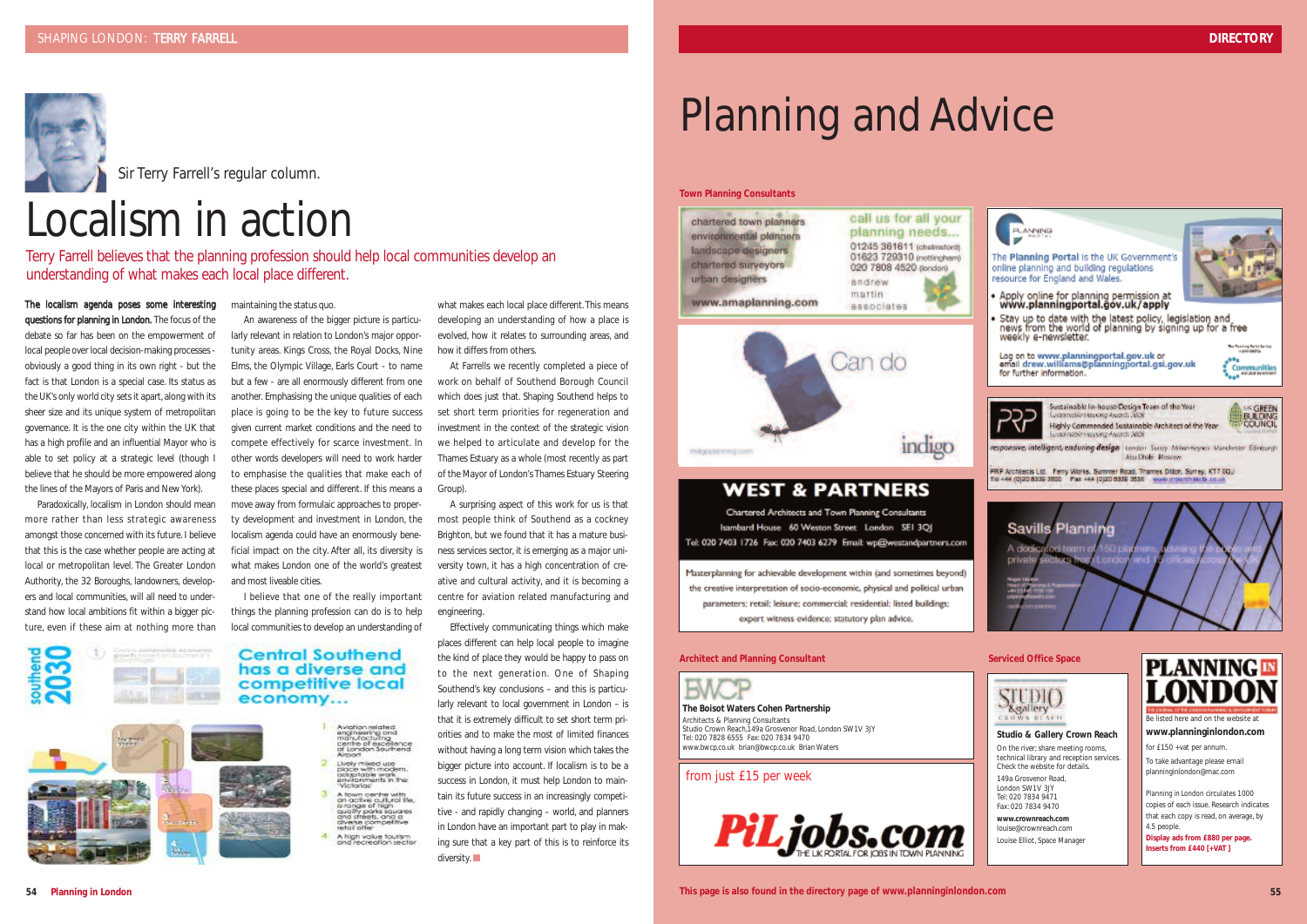Sir Terry Farrell's regular column.

# Localism in action

Terry Farrell believes that the planning profession should help local communities develop an understanding of what makes each local place different.

**The localism agenda poses some interesting questions for planning in London.** The focus of the debate so far has been on the empowerment of local people over local decision-making processes - obviously a good thing in its own right - but the fact is that London is a special case. Its status as the UK's only world city sets it apart, along with its sheer size and its unique system of metropolitan governance. It is the one city within the UK that has a high profile and an influential Mayor who is able to set policy at a strategic level (though I believe that he should be more empowered along the lines of the Mayors of Paris and New York).

Paradoxically, localism in London should mean more rather than less strategic awareness amongst those concerned with its future. I believe that this is the case whether people are acting at local or metropolitan level. The Greater London Authority, the 32 Boroughs, landowners, developers and local communities, will all need to understand how local ambitions fit within a bigger picture, even if these aim at nothing more than maintaining the status quo.

An awareness of the bigger picture is particularly relevant in relation to London's major opportunity areas. Kings Cross, the Royal Docks, Nine Elms, the Olympic Village, Earls Court - to name but a few - are all enormously different from one another. Emphasising the unique qualities of each place is going to be the key to future success given current market conditions and the need to compete effectively for scarce investment. In other words developers will need to work harder to emphasise the qualities that make each of these places special and different. If this means a move away from formulaic approaches to property development and investment in London, the localism agenda could have an enormously beneficial impact on the city. After all, its diversity is what makes London one of the world's greatest and most liveable cities.

I believe that one of the really important things the planning profession can do is to help local communities to develop an understanding of what makes each local place different. This means developing an understanding of how a place is evolved, how it relates to surrounding areas, and how it differs from others.

At Farrells we recently completed a piece of work on behalf of Southend Borough Council which does just that. Shaping Southend helps to set short term priorities for regeneration and investment in the context of the strategic vision we helped to articulate and develop for the Thames Estuary as a whole (most recently as part of the Mayor of London's Thames Estuary Steering Group).

A surprising aspect of this work for us is that most people think of Southend as a cockney Brighton, but we found that it has a mature business services sector, it is emerging as a major university town, it has a high concentration of creative and cultural activity, and it is becoming a centre for aviation related manufacturing and engineering.

Effectively communicating things which make places different can help local people to imagine the kind of place they would be happy to pass on to the next generation. One of Shaping Southend's key conclusions – and this is particularly relevant to local government in London – is that it is extremely difficult to set short term priorities and to make the most of limited finances without having a long term vision which takes the bigger picture into account. If localism is to be a success in London, it must help London to maintain its future success in an increasingly competitive - and rapidly changing – world, and planners in London have an important part to play in making sure that a key part of this is to reinforce its diversity.

southend 2030

**Central Southend has a diverse and competitive local economy...**

1. Aviation related engineering and manufacturing centre of excellence at London Southend Airport
2. Lively mixed use place with modern, adaptable work environments in the 'Victorias'
3. A town centre with an active cultural life, a range of high quality parks squares and streets, and a diverse competitive retail offer
4. A high value tourism and recreation sector

# Planning and Advice

### Town Planning Consultants

chartered town planners
environmental planners
landscape designers
chartered surveyors
urban designers

www.amaplanning.com

call us for all your planning needs...
01245 361611 (chelmsford)
01623 729310 (nottingham)
020 7808 4520 (london)

andrew martin associates

Can do

indigo

indigoplanning.com

**WEST & PARTNERS**

Chartered Architects and Town Planning Consultants
Isambard House 60 Weston Street London SE1 3QJ
Tel: 020 7403 1726 Fax: 020 7403 6279 Email: wp@westandpartners.com

Masterplanning for achievable development within (and sometimes beyond) the creative interpretation of socio-economic, physical and political urban parameters: retail; leisure; commercial; residential; listed buildings; expert witness evidence; statutory plan advice.

PLANNING PORTAL

The **Planning Portal** is the UK Government's online planning and building regulations resource for England and Wales.

- Apply online for planning permission at www.planningportal.gov.uk/apply
- Stay up to date with the latest policy, legislation and news from the world of planning by signing up for a free weekly e-newsletter.

Log on to www.planningportal.gov.uk or email drew.williams@planningportal.gsi.gov.uk for further information.

PRP

Sustainable In-house Design Team of the Year
Highly Commended Sustainable Architect of the Year

responsive, intelligent, enduring design London Surrey Milton Keynes Manchester Edinburgh Abu Dhabi Moscow

PRP Architects Ltd. Ferry Works, Summer Road, Thames Ditton, Surrey, KT7 0QJ

Savills Planning

### Architect and Planning Consultant

BWCP

**The Boisot Waters Cohen Partnership**
Architects & Planning Consultants
Studio Crown Reach,149a Grosvenor Road, London SW1V 3JY
Tel: 020 7828 6555 Fax: 020 7834 9470
www.bwcp.co.uk brian@bwcp.co.uk Brian Waters

from just £15 per week

PiLjobs.com
THE UK PORTAL FOR JOBS IN TOWN PLANNING

### Serviced Office Space

STUDIO & gallery CROWN REACH

**Studio & Gallery Crown Reach**

On the river; share meeting rooms, technical library and reception services. Check the website for details.

149a Grosvenor Road,
London SW1V 3JY
Tel: 020 7834 9471
Fax: 020 7834 9470

**www.crownreach.com**
louise@crownreach.com
Louise Elliot, Space Manager

**PLANNING IN LONDON**

Be listed here and on the website at
**www.planninginlondon.com**

for £150 +vat per annum.

To take advantage please email planninginlondon@mac.com

Planning in London circulates 1000 copies of each issue. Research indicates that each copy is read, on average, by 4.5 people.

**Display ads from £880 per page.**
**Inserts from £440 [+VAT]**

This page is also found in the directory page of www.planninginlondon.com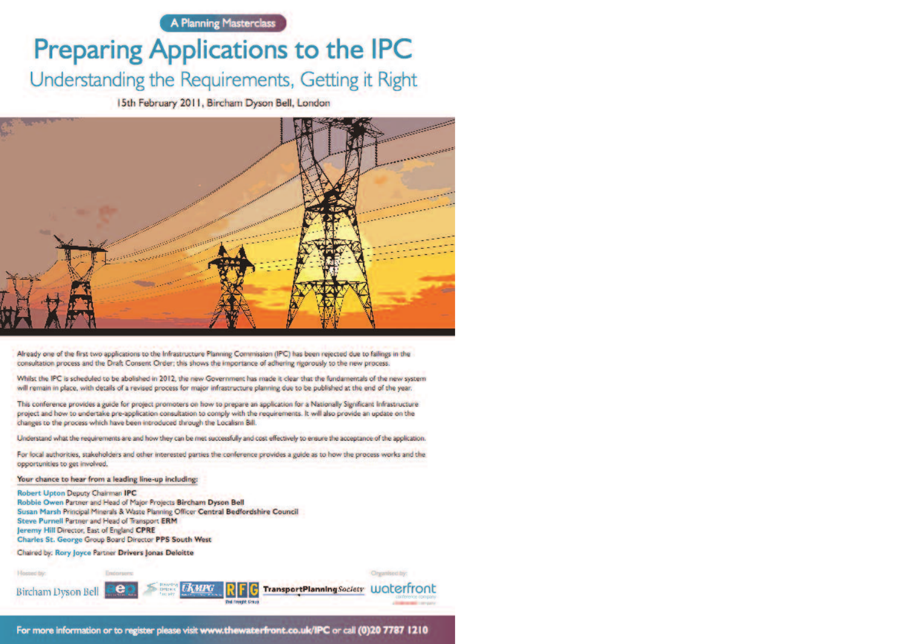A Planning Masterclass

# Preparing Applications to the IPC

## Understanding the Requirements, Getting it Right

15th February 2011, Bircham Dyson Bell, London

Already one of the first two applications to the Infrastructure Planning Commission (IPC) has been rejected due to failings in the consultation process and the Draft Consent Order; this shows the importance of adhering rigorously to the new process.

Whilst the IPC is scheduled to be abolished in 2012, the new Government has made it clear that the fundamentals of the new system will remain in place, with details of a revised process for major infrastructure planning due to be published at the end of the year.

This conference provides a guide for project promoters on how to prepare an application for a Nationally Significant Infrastructure project and how to undertake pre-application consultation to comply with the requirements. It will also provide an update on the changes to the process which have been introduced through the Localism Bill.

Understand what the requirements are and how they can be met successfully and cost effectively to ensure the acceptance of the application.

For local authorities, stakeholders and other interested parties the conference provides a guide as to how the process works and the opportunities to get involved.

**Your chance to hear from a leading line-up including:**

Robert Upton Deputy Chairman **IPC**
Robbie Owen Partner and Head of Major Projects **Bircham Dyson Bell**
Susan Marsh Principal Minerals & Waste Planning Officer **Central Bedfordshire Council**
Steve Purnell Partner and Head of Transport **ERM**
Jeremy Hill Director, East of England **CPRE**
Charles St. George Group Board Director **PPS South West**

Chaired by: Rory Joyce Partner **Drivers Jonas Deloitte**

Hosted by: Bircham Dyson Bell

Endorsers: UKMPG, RFG, TransportPlanningSociety

Organised by: waterfront

For more information or to register please visit www.thewaterfront.co.uk/IPC or call (0)20 7787 1210